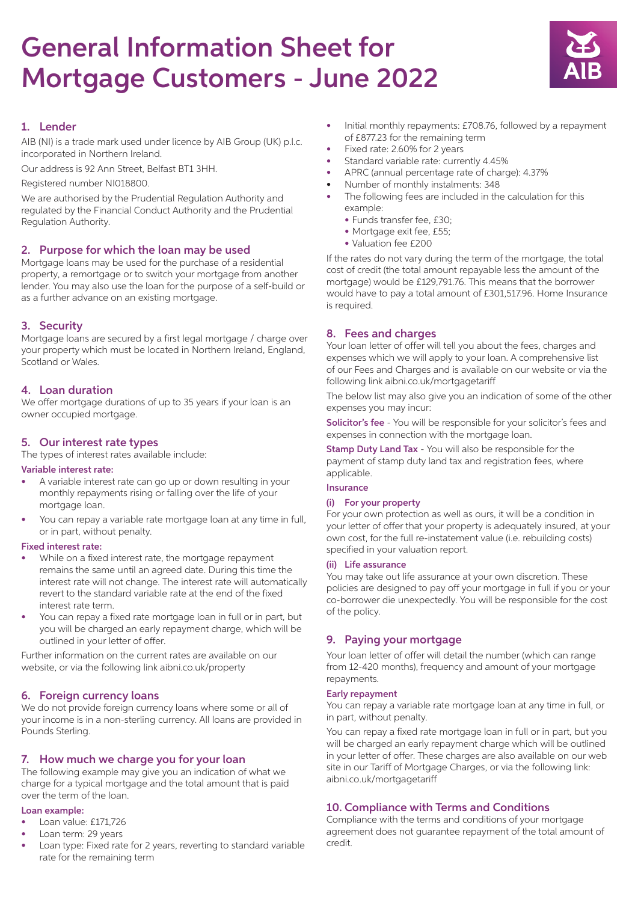# General Information Sheet for Mortgage Customers - June 2022

## 1. Lender

AIB (NI) is a trade mark used under licence by AIB Group (UK) p.l.c. incorporated in Northern Ireland.

Our address is 92 Ann Street, Belfast BT1 3HH.

Registered number NI018800.

We are authorised by the Prudential Regulation Authority and regulated by the Financial Conduct Authority and the Prudential Regulation Authority.

## 2. Purpose for which the loan may be used

Mortgage loans may be used for the purchase of a residential property, a remortgage or to switch your mortgage from another lender. You may also use the loan for the purpose of a self-build or as a further advance on an existing mortgage.

## 3. Security

Mortgage loans are secured by a first legal mortgage / charge over your property which must be located in Northern Ireland, England, Scotland or Wales.

## 4. Loan duration

We offer mortgage durations of up to 35 years if your loan is an owner occupied mortgage.

## 5. Our interest rate types

The types of interest rates available include:

### Variable interest rate:

- A variable interest rate can go up or down resulting in your monthly repayments rising or falling over the life of your mortgage loan.
- You can repay a variable rate mortgage loan at any time in full, or in part, without penalty.

### Fixed interest rate:

- While on a fixed interest rate, the mortgage repayment remains the same until an agreed date. During this time the interest rate will not change. The interest rate will automatically revert to the standard variable rate at the end of the fixed interest rate term.
- You can repay a fixed rate mortgage loan in full or in part, but you will be charged an early repayment charge, which will be outlined in your letter of offer.

Further information on the current rates are available on our website, or via the following link aibni.co.uk/property

## 6. Foreign currency loans

We do not provide foreign currency loans where some or all of your income is in a non-sterling currency. All loans are provided in Pounds Sterling.

## 7. How much we charge you for your loan

The following example may give you an indication of what we charge for a typical mortgage and the total amount that is paid over the term of the loan.

### Loan example:

- Loan value: £171,726
- Loan term: 29 years
- Loan type: Fixed rate for 2 years, reverting to standard variable rate for the remaining term
- Initial monthly repayments: £708.76, followed by a repayment of £877.23 for the remaining term
- Fixed rate: 2.60% for 2 years
- Standard variable rate: currently 4.45%
- APRC (annual percentage rate of charge): 4.37%
- Number of monthly instalments: 348
- The following fees are included in the calculation for this example:
  - Funds transfer fee, £30;
  - Mortgage exit fee, £55;
  - Valuation fee £200

If the rates do not vary during the term of the mortgage, the total cost of credit (the total amount repayable less the amount of the mortgage) would be £129,791.76. This means that the borrower would have to pay a total amount of £301,517.96. Home Insurance is required.

## 8. Fees and charges

Your loan letter of offer will tell you about the fees, charges and expenses which we will apply to your loan. A comprehensive list of our Fees and Charges and is available on our website or via the following link aibni.co.uk/mortgagetariff

The below list may also give you an indication of some of the other expenses you may incur:

**Solicitor's fee** - You will be responsible for your solicitor's fees and expenses in connection with the mortgage loan.

**Stamp Duty Land Tax** - You will also be responsible for the payment of stamp duty land tax and registration fees, where applicable.

### Insurance

#### (i) For your property

For your own protection as well as ours, it will be a condition in your letter of offer that your property is adequately insured, at your own cost, for the full re-instatement value (i.e. rebuilding costs) specified in your valuation report.

#### (ii) Life assurance

You may take out life assurance at your own discretion. These policies are designed to pay off your mortgage in full if you or your co-borrower die unexpectedly. You will be responsible for the cost of the policy.

## 9. Paying your mortgage

Your loan letter of offer will detail the number (which can range from 12-420 months), frequency and amount of your mortgage repayments.

### Early repayment

You can repay a variable rate mortgage loan at any time in full, or in part, without penalty.

You can repay a fixed rate mortgage loan in full or in part, but you will be charged an early repayment charge which will be outlined in your letter of offer. These charges are also available on our web site in our Tariff of Mortgage Charges, or via the following link: aibni.co.uk/mortgagetariff

## 10. Compliance with Terms and Conditions

Compliance with the terms and conditions of your mortgage agreement does not guarantee repayment of the total amount of credit.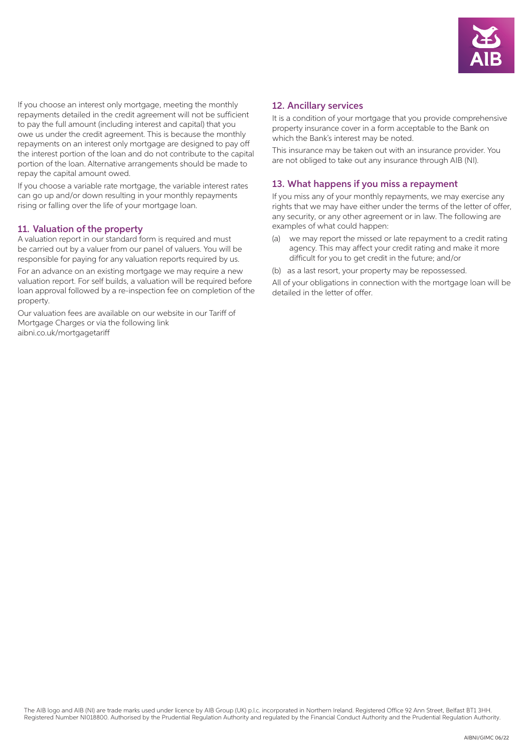If you choose an interest only mortgage, meeting the monthly repayments detailed in the credit agreement will not be sufficient to pay the full amount (including interest and capital) that you owe us under the credit agreement. This is because the monthly repayments on an interest only mortgage are designed to pay off the interest portion of the loan and do not contribute to the capital portion of the loan. Alternative arrangements should be made to repay the capital amount owed.

If you choose a variable rate mortgage, the variable interest rates can go up and/or down resulting in your monthly repayments rising or falling over the life of your mortgage loan.

## 11. Valuation of the property

A valuation report in our standard form is required and must be carried out by a valuer from our panel of valuers. You will be responsible for paying for any valuation reports required by us.

For an advance on an existing mortgage we may require a new valuation report. For self builds, a valuation will be required before loan approval followed by a re-inspection fee on completion of the property.

Our valuation fees are available on our website in our Tariff of Mortgage Charges or via the following link aibni.co.uk/mortgagetariff

## 12. Ancillary services

It is a condition of your mortgage that you provide comprehensive property insurance cover in a form acceptable to the Bank on which the Bank's interest may be noted.

This insurance may be taken out with an insurance provider. You are not obliged to take out any insurance through AIB (NI).

## 13. What happens if you miss a repayment

If you miss any of your monthly repayments, we may exercise any rights that we may have either under the terms of the letter of offer, any security, or any other agreement or in law. The following are examples of what could happen:

(a) we may report the missed or late repayment to a credit rating agency. This may affect your credit rating and make it more difficult for you to get credit in the future; and/or

(b) as a last resort, your property may be repossessed.

All of your obligations in connection with the mortgage loan will be detailed in the letter of offer.

The AIB logo and AIB (NI) are trade marks used under licence by AIB Group (UK) p.l.c. incorporated in Northern Ireland. Registered Office 92 Ann Street, Belfast BT1 3HH. Registered Number NI018800. Authorised by the Prudential Regulation Authority and regulated by the Financial Conduct Authority and the Prudential Regulation Authority.

AIBNI/GIMC 06/22